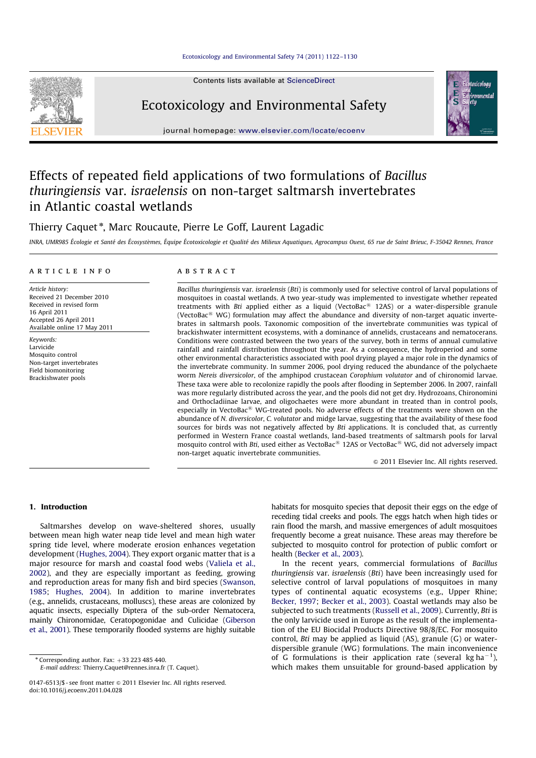# Effects of repeated field applications of two formulations of *Bacillus thuringiensis* var. *israelensis* on non-target saltmarsh invertebrates in Atlantic coastal wetlands

Thierry Caquet*, Marc Roucaute, Pierre Le Goff, Laurent Lagadic

INRA, UMR985 Écologie et Santé des Écosystèmes, Équipe Écotoxicologie et Qualité des Milieux Aquatiques, Agrocampus Ouest, 65 rue de Saint Brieuc, F-35042 Rennes, France

## ARTICLE INFO

*Article history:*
Received 21 December 2010
Received in revised form 16 April 2011
Accepted 26 April 2011
Available online 17 May 2011

*Keywords:*
Larvicide
Mosquito control
Non-target invertebrates
Field biomonitoring
Brackishwater pools

## ABSTRACT

*Bacillus thuringiensis* var. *israelensis* (*Bti*) is commonly used for selective control of larval populations of mosquitoes in coastal wetlands. A two year-study was implemented to investigate whether repeated treatments with *Bti* applied either as a liquid (VectoBac® 12AS) or a water-dispersible granule (VectoBac® WG) formulation may affect the abundance and diversity of non-target aquatic invertebrates in saltmarsh pools. Taxonomic composition of the invertebrate communities was typical of brackishwater intermittent ecosystems, with a dominance of annelids, crustaceans and nematocerans. Conditions were contrasted between the two years of the survey, both in terms of annual cumulative rainfall and rainfall distribution throughout the year. As a consequence, the hydroperiod and some other environmental characteristics associated with pool drying played a major role in the dynamics of the invertebrate community. In summer 2006, pool drying reduced the abundance of the polychaete worm *Nereis diversicolor*, of the amphipod crustacean *Corophium volutator* and of chironomid larvae. These taxa were able to recolonize rapidly the pools after flooding in September 2006. In 2007, rainfall was more regularly distributed across the year, and the pools did not get dry. Hydrozoans, Chironomini and Orthocladiinae larvae, and oligochaetes were more abundant in treated than in control pools, especially in VectoBac® WG-treated pools. No adverse effects of the treatments were shown on the abundance of *N. diversicolor*, *C. volutator* and midge larvae, suggesting that the availability of these food sources for birds was not negatively affected by *Bti* applications. It is concluded that, as currently performed in Western France coastal wetlands, land-based treatments of saltmarsh pools for larval mosquito control with *Bti*, used either as VectoBac® 12AS or VectoBac® WG, did not adversely impact non-target aquatic invertebrate communities.

© 2011 Elsevier Inc. All rights reserved.

## 1. Introduction

Saltmarshes develop on wave-sheltered shores, usually between mean high water neap tide level and mean high water spring tide level, where moderate erosion enhances vegetation development (Hughes, 2004). They export organic matter that is a major resource for marsh and coastal food webs (Valiela et al., 2002), and they are especially important as feeding, growing and reproduction areas for many fish and bird species (Swanson, 1985; Hughes, 2004). In addition to marine invertebrates (e.g., annelids, crustaceans, molluscs), these areas are colonized by aquatic insects, especially Diptera of the sub-order Nematocera, mainly Chironomidae, Ceratopogonidae and Culicidae (Giberson et al., 2001). These temporarily flooded systems are highly suitable habitats for mosquito species that deposit their eggs on the edge of receding tidal creeks and pools. The eggs hatch when high tides or rain flood the marsh, and massive emergences of adult mosquitoes frequently become a great nuisance. These areas may therefore be subjected to mosquito control for protection of public comfort or health (Becker et al., 2003).

In the recent years, commercial formulations of *Bacillus thuringiensis* var. *israelensis* (*Bti*) have been increasingly used for selective control of larval populations of mosquitoes in many types of continental aquatic ecosystems (e.g., Upper Rhine; Becker, 1997; Becker et al., 2003). Coastal wetlands may also be subjected to such treatments (Russell et al., 2009). Currently, *Bti* is the only larvicide used in Europe as the result of the implementation of the EU Biocidal Products Directive 98/8/EC. For mosquito control, *Bti* may be applied as liquid (AS), granule (G) or water-dispersible granule (WG) formulations. The main inconvenience of G formulations is their application rate (several kg ha$^{-1}$), which makes them unsuitable for ground-based application by

---

* Corresponding author. Fax: +33 223 485 440.
*E-mail address:* Thierry.Caquet@rennes.inra.fr (T. Caquet).

0147-6513/$ - see front matter © 2011 Elsevier Inc. All rights reserved.
doi:10.1016/j.ecoenv.2011.04.028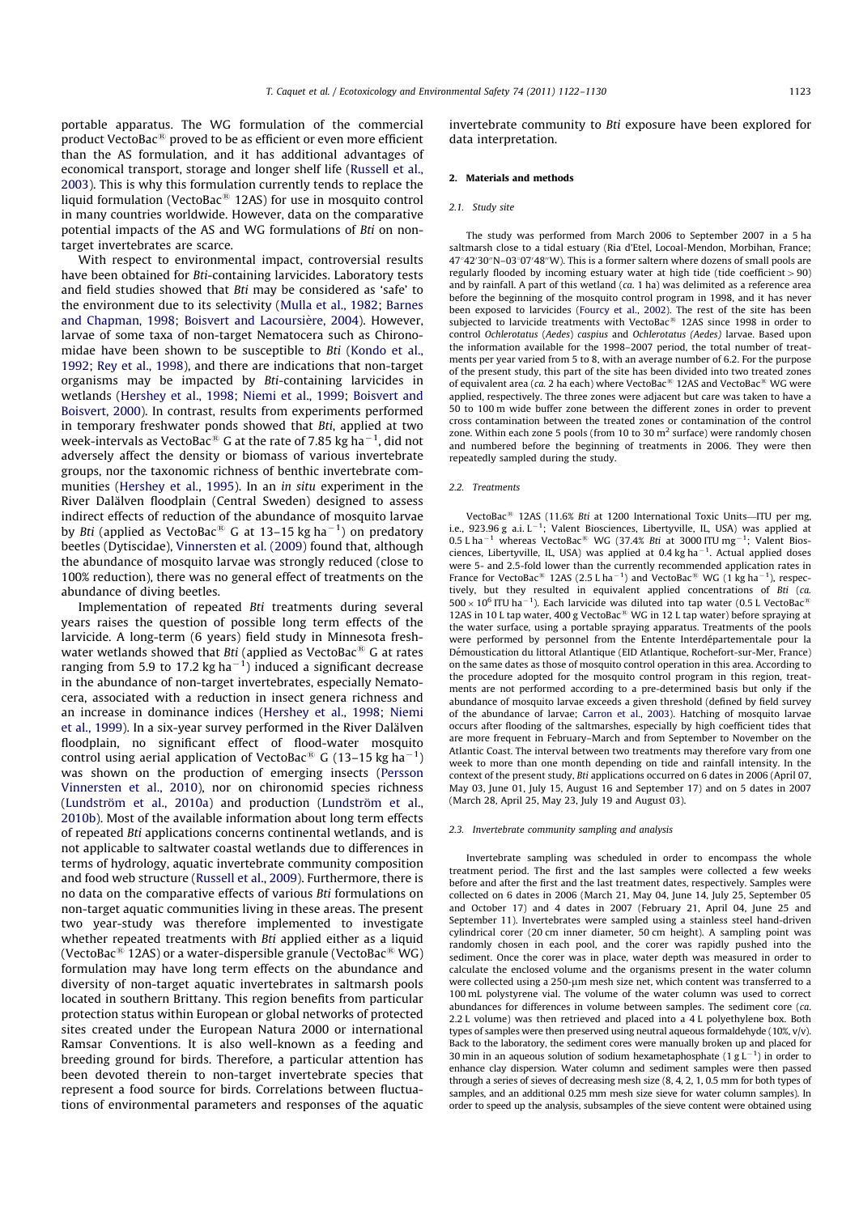portable apparatus. The WG formulation of the commercial product VectoBac® proved to be as efficient or even more efficient than the AS formulation, and it has additional advantages of economical transport, storage and longer shelf life (Russell et al., 2003). This is why this formulation currently tends to replace the liquid formulation (VectoBac® 12AS) for use in mosquito control in many countries worldwide. However, data on the comparative potential impacts of the AS and WG formulations of *Bti* on non-target invertebrates are scarce.

With respect to environmental impact, controversial results have been obtained for *Bti*-containing larvicides. Laboratory tests and field studies showed that *Bti* may be considered as 'safe' to the environment due to its selectivity (Mulla et al., 1982; Barnes and Chapman, 1998; Boisvert and Lacoursière, 2004). However, larvae of some taxa of non-target Nematocera such as Chironomidae have been shown to be susceptible to *Bti* (Kondo et al., 1992; Rey et al., 1998), and there are indications that non-target organisms may be impacted by *Bti*-containing larvicides in wetlands (Hershey et al., 1998; Niemi et al., 1999; Boisvert and Boisvert, 2000). In contrast, results from experiments performed in temporary freshwater ponds showed that *Bti*, applied at two week-intervals as VectoBac® G at the rate of 7.85 kg ha$^{-1}$, did not adversely affect the density or biomass of various invertebrate groups, nor the taxonomic richness of benthic invertebrate communities (Hershey et al., 1995). In an *in situ* experiment in the River Dalälven floodplain (Central Sweden) designed to assess indirect effects of reduction of the abundance of mosquito larvae by *Bti* (applied as VectoBac® G at 13–15 kg ha$^{-1}$) on predatory beetles (Dytiscidae), Vinnersten et al. (2009) found that, although the abundance of mosquito larvae was strongly reduced (close to 100% reduction), there was no general effect of treatments on the abundance of diving beetles.

Implementation of repeated *Bti* treatments during several years raises the question of possible long term effects of the larvicide. A long-term (6 years) field study in Minnesota freshwater wetlands showed that *Bti* (applied as VectoBac® G at rates ranging from 5.9 to 17.2 kg ha$^{-1}$) induced a significant decrease in the abundance of non-target invertebrates, especially Nematocera, associated with a reduction in insect genera richness and an increase in dominance indices (Hershey et al., 1998; Niemi et al., 1999). In a six-year survey performed in the River Dalälven floodplain, no significant effect of flood-water mosquito control using aerial application of VectoBac® G (13–15 kg ha$^{-1}$) was shown on the production of emerging insects (Persson Vinnersten et al., 2010), nor on chironomid species richness (Lundström et al., 2010a) and production (Lundström et al., 2010b). Most of the available information about long term effects of repeated *Bti* applications concerns continental wetlands, and is not applicable to saltwater coastal wetlands due to differences in terms of hydrology, aquatic invertebrate community composition and food web structure (Russell et al., 2009). Furthermore, there is no data on the comparative effects of various *Bti* formulations on non-target aquatic communities living in these areas. The present two year-study was therefore implemented to investigate whether repeated treatments with *Bti* applied either as a liquid (VectoBac® 12AS) or a water-dispersible granule (VectoBac® WG) formulation may have long term effects on the abundance and diversity of non-target aquatic invertebrates in saltmarsh pools located in southern Brittany. This region benefits from particular protection status within European or global networks of protected sites created under the European Natura 2000 or international Ramsar Conventions. It is also well-known as a feeding and breeding ground for birds. Therefore, a particular attention has been devoted therein to non-target invertebrate species that represent a food source for birds. Correlations between fluctuations of environmental parameters and responses of the aquatic invertebrate community to *Bti* exposure have been explored for data interpretation.

## 2. Materials and methods

### 2.1. Study site

The study was performed from March 2006 to September 2007 in a 5 ha saltmarsh close to a tidal estuary (Ria d'Etel, Locoal-Mendon, Morbihan, France; 47°42′30″N–03°07′48″W). This is a former saltern where dozens of small pools are regularly flooded by incoming estuary water at high tide (tide coefficient > 90) and by rainfall. A part of this wetland (*ca.* 1 ha) was delimited as a reference area before the beginning of the mosquito control program in 1998, and it has never been exposed to larvicides (Foucry et al., 2002). The rest of the site has been subjected to larvicide treatments with VectoBac® 12AS since 1998 in order to control *Ochlerotatus* (*Aedes*) *caspius* and *Ochlerotatus (Aedes)* larvae. Based upon the information available for the 1998–2007 period, the total number of treatments per year varied from 5 to 8, with an average number of 6.2. For the purpose of the present study, this part of the site has been divided into two treated zones of equivalent area (*ca.* 2 ha each) where VectoBac® 12AS and VectoBac® WG were applied, respectively. The three zones were adjacent but care was taken to have a 50 to 100 m wide buffer zone between the different zones in order to prevent cross contamination between the treated zones or contamination of the control zone. Within each zone 5 pools (from 10 to 30 m$^2$ surface) were randomly chosen and numbered before the beginning of treatments in 2006. They were then repeatedly sampled during the study.

### 2.2. Treatments

VectoBac® 12AS (11.6% *Bti* at 1200 International Toxic Units—ITU per mg, i.e., 923.96 g a.i. L$^{-1}$; Valent Biosciences, Libertyville, IL, USA) was applied at 0.5 L ha$^{-1}$ whereas VectoBac® WG (37.4% *Bti* at 3000 ITU mg$^{-1}$; Valent Biosciences, Libertyville, IL, USA) was applied at 0.4 kg ha$^{-1}$. Actual applied doses were 5- and 2.5-fold lower than the currently recommended application rates in France for VectoBac® 12AS (2.5 L ha$^{-1}$) and VectoBac® WG (1 kg ha$^{-1}$), respectively, but they resulted in equivalent applied concentrations of *Bti* (*ca.* $500 \times 10^6$ ITU ha$^{-1}$). Each larvicide was diluted into tap water (0.5 L VectoBac® 12AS in 10 L tap water, 400 g VectoBac® WG in 12 L tap water) before spraying at the water surface, using a portable spraying apparatus. Treatments of the pools were performed by personnel from the Entente Interdépartementale pour la Démoustication du littoral Atlantique (EID Atlantique, Rochefort-sur-Mer, France) on the same dates as those of mosquito control operation in this area. According to the procedure adopted for the mosquito control program in this region, treatments are not performed according to a pre-determined basis but only if the abundance of mosquito larvae exceeds a given threshold (defined by field survey of the abundance of larvae; Carron et al., 2003). Hatching of mosquito larvae occurs after flooding of the saltmarshes, especially by high coefficient tides that are more frequent in February–March and from September to November on the Atlantic Coast. The interval between two treatments may therefore vary from one week to more than one month depending on tide and rainfall intensity. In the context of the present study, *Bti* applications occurred on 6 dates in 2006 (April 07, May 03, June 01, July 15, August 16 and September 17) and on 5 dates in 2007 (March 28, April 25, May 23, July 19 and August 03).

### 2.3. Invertebrate community sampling and analysis

Invertebrate sampling was scheduled in order to encompass the whole treatment period. The first and the last samples were collected a few weeks before and after the first and the last treatment dates, respectively. Samples were collected on 6 dates in 2006 (March 21, May 04, June 14, July 25, September 05 and October 17) and 4 dates in 2007 (February 21, April 04, June 25 and September 11). Invertebrates were sampled using a stainless steel hand-driven cylindrical corer (20 cm inner diameter, 50 cm height). A sampling point was randomly chosen in each pool, and the corer was rapidly pushed into the sediment. Once the corer was in place, water depth was measured in order to calculate the enclosed volume and the organisms present in the water column were collected using a 250-μm mesh size net, which content was transferred to a 100 mL polystyrene vial. The volume of the water column was used to correct abundances for differences in volume between samples. The sediment core (*ca.* 2.2 L volume) was then retrieved and placed into a 4 L polyethylene box. Both types of samples were then preserved using neutral aqueous formaldehyde (10%, v/v). Back to the laboratory, the sediment cores were manually broken up and placed for 30 min in an aqueous solution of sodium hexametaphosphate (1 g L$^{-1}$) in order to enhance clay dispersion. Water column and sediment samples were then passed through a series of sieves of decreasing mesh size (8, 4, 2, 1, 0.5 mm for both types of samples, and an additional 0.25 mm mesh size sieve for water column samples). In order to speed up the analysis, subsamples of the sieve content were obtained using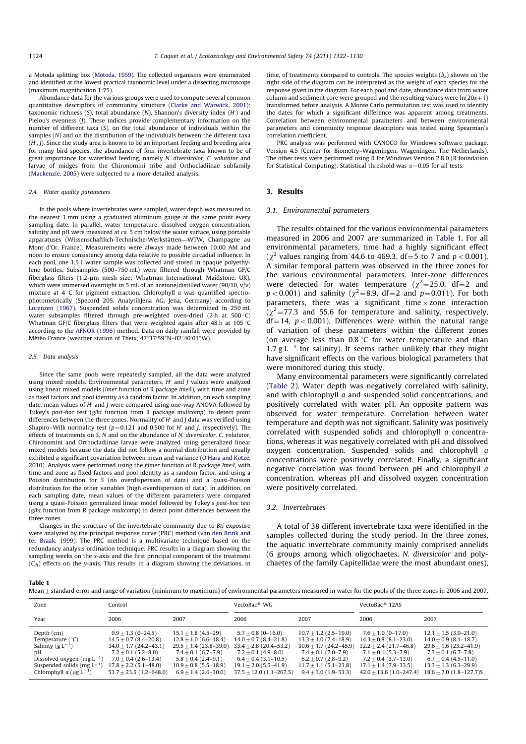a Motoda splitting box (Motoda, 1959). The collected organisms were enumerated and identified at the lowest practical taxonomic level under a dissecting microscope (maximum magnification 1:75).

Abundance data for the various groups were used to compute several common quantitative descriptors of community structure (Clarke and Warwick, 2001): taxonomic richness (*S*), total abundance (*N*), Shannon's diversity index (*H′*) and Pielou's evenness (*J*). These indices provide complementary information on the number of different taxa (*S*), on the total abundance of individuals within the samples (*N*) and on the distribution of the individuals between the different taxa (*H′*, *J*). Since the study area is known to be an important feeding and breeding area for many bird species, the abundance of four invertebrate taxa known to be of great importance for waterfowl feeding, namely *N. diversicolor*, *C. volutator* and larvae of midges from the Chironomini tribe and Orthocladiinae subfamily (Mackenzie, 2005) were subjected to a more detailed analysis.

### 2.4. Water quality parameters

In the pools where invertebrates were sampled, water depth was measured to the nearest 1 mm using a graduated aluminum gauge at the same point every sampling date. In parallel, water temperature, dissolved oxygen concentration, salinity and pH were measured at *ca.* 5 cm below the water surface, using portable apparatuses (Wissenschaftlich-Technische-Werkstätten—WTW, Champagne au Mont d'Or, France). Measurements were always made between 10:00 AM and noon to ensure consistency among data relative to possible circadial influence. In each pool, one 1.5 L water sample was collected and stored in opaque polyethylene bottles. Subsamples (500–750 mL) were filtered through Whatman GF/C fiberglass filters (1.2-μm mesh size; Whatman International, Maidstone, UK), which were immersed overnight in 5 mL of an acetone/distilled water (90/10, v/v) mixture at 4 °C for pigment extraction. Chlorophyll *a* was quantified spectrophotometrically (Specord 205, AnalytikJena AG, Jena, Germany) according to Lorenzen (1967). Suspended solids concentration was determined in 250 mL water subsamples filtered through pre-weighted oven-dried (2 h at 500 °C) Whatman GF/C fiberglass filters that were weighted again after 48 h at 105 °C according to the AFNOR (1996) method. Data on daily rainfall were provided by Météo France (weather station of Theix, 47°37′59″N–02°40′01″W).

### 2.5. Data analysis

Since the same pools were repeatedly sampled, all the data were analyzed using mixed models. Environmental parameters, *H′* and *J* values were analyzed using linear mixed models (*lmer* function of R package *lme4*), with time and zone as fixed factors and pool identity as a random factor. In addition, on each sampling date, mean values of *H′* and *J* were compared using one-way ANOVA followed by Tukey's *post-hoc* test (*glht* function from R package *multcomp*) to detect point differences between the three zones. Normality of *H′* and *J* data was verified using Shapiro–Wilk normality test ($p=0.121$ and 0.500 for *H′* and *J*, respectively). The effects of treatments on *S*, *N* and on the abundance of *N. diversicolor*, *C. volutator*, Chironomini and Orthocladiinae larvae were analyzed using generalized linear mixed models because the data did not follow a normal distribution and usually exhibited a significant covariation between mean and variance (O'Hara and Kotze, 2010). Analysis were performed using the *glmer* function of R package *lme4*, with time and zone as fixed factors and pool identity as a random factor, and using a Poisson distribution for *S* (no overdispersion of data) and a quasi-Poisson distribution for the other variables (high overdispersion of data). In addition, on each sampling date, mean values of the different parameters were compared using a quasi-Poisson generalized linear model followed by Tukey's *post-hoc* test (*glht* function from R package *multcomp*) to detect point differences between the three zones.

Changes in the structure of the invertebrate community due to *Bti* exposure were analyzed by the principal response curve (PRC) method (van den Brink and ter Braak, 1999). The PRC method is a multivariate technique based on the redundancy analysis ordination technique. PRC results in a diagram showing the sampling weeks on the *x*-axis and the first principal component of the treatment ($C_{dt}$) effects on the *y*-axis. This results in a diagram showing the deviations, in time, of treatments compared to controls. The species weights ($b_k$) shown on the right side of the diagram can be interpreted as the weight of each species for the response given in the diagram. For each pool and date, abundance data from water column and sediment core were grouped and the resulting values were $\ln(20x+1)$ transformed before analysis. A Monte Carlo permutation test was used to identify the dates for which a significant difference was apparent among treatments. Correlation between environmental parameters and between environmental parameters and community response descriptors was tested using Spearman's correlation coefficient.

PRC analysis was performed with CANOCO for Windows software package, Version 4.5 (Center for Biometry–Wageningen, Wageningen, The Netherlands). The other tests were performed using R for Windows Version 2.8.0 (R foundation for Statistical Computing). Statistical threshold was $\alpha=0.05$ for all tests.

## 3. Results

### 3.1. Environmental parameters

The results obtained for the various environmental parameters measured in 2006 and 2007 are summarized in Table 1. For all environmental parameters, time had a highly significant effect ($\chi^2$ values ranging from 44.6 to 469.3, df=5 to 7 and $p<0.001$). A similar temporal pattern was observed in the three zones for the various environmental parameters. Inter-zone differences were detected for water temperature ($\chi^2=25.0$, df=2 and $p<0.001$) and salinity ($\chi^2=8.9$, df=2 and $p=0.011$). For both parameters, there was a significant time × zone interaction ($\chi^2=77.3$ and 55.6 for temperature and salinity, respectively, df=14, $p<0.001$). Differences were within the natural range of variation of these parameters within the different zones (on average less than 0.8 °C for water temperature and than 1.7 g L$^{-1}$ for salinity). It seems rather unlikely that they might have significant effects on the various biological parameters that were monitored during this study.

Many environmental parameters were significantly correlated (Table 2). Water depth was negatively correlated with salinity, and with chlorophyll *a* and suspended solid concentrations, and positively correlated with water pH. An opposite pattern was observed for water temperature. Correlation between water temperature and depth was not significant. Salinity was positively correlated with suspended solids and chlorophyll *a* concentrations, whereas it was negatively correlated with pH and dissolved oxygen concentration. Suspended solids and chlorophyll *a* concentrations were positively correlated. Finally, a significant negative correlation was found between pH and chlorophyll *a* concentration, whereas pH and dissolved oxygen concentration were positively correlated.

### 3.2. Invertebrates

A total of 38 different invertebrate taxa were identified in the samples collected during the study period. In the three zones, the aquatic invertebrate community mainly comprised annelids (6 groups among which oligochaetes, *N. diversicolor* and polychaetes of the family Capitellidae were the most abundant ones),

**Table 1**
Mean ± standard error and range of variation (minimum to maximum) of environmental parameters measured in water for the pools of the three zones in 2006 and 2007.

| Zone | Control | | VectoBac® WG | | VectoBac® 12AS | |
|---|---|---|---|---|---|---|
| Year | 2006 | 2007 | 2006 | 2007 | 2006 | 2007 |
| Depth (cm) | 9.9 ± 1.3 (0–24.5) | 15.1 ± 1.8 (4.5–29) | 5.7 ± 0.8 (0–16.0) | 10.7 ± 1.2 (2.5–19.0) | 7.6 ± 1.0 (0–17.0) | 12.1 ± 1.5 (3.0–21.0) |
| Temperature (°C) | 14.5 ± 0.7 (8.4–20.8) | 12.8 ± 1.0 (6.6–18.4) | 14.0 ± 0.7 (8.4–21.8) | 13.3 ± 1.0 (7.4–18.9) | 14.3 ± 0.8 (8.1–23.0) | 14.0 ± 0.9 (8.1–18.7) |
| Salinity (g L$^{-1}$) | 34.0 ± 1.7 (24.2–43.1) | 29.5 ± 1.4 (23.8–39.0) | 33.4 ± 2.8 (20.4–53.2) | 30.6 ± 1.7 (24.2–45.9) | 32.2 ± 2.4 (21.7–46.8) | 29.6 ± 1.6 (23.2–41.9) |
| pH | 7.2 ± 0.1 (5.2–8.0) | 7.4 ± 0.1 (6.7–7.9) | 7.2 ± 0.1 (4.9–8.0) | 7.4 ± 0.1 (7.0–7.9) | 7.1 ± 0.1 (5.3–7.9) | 7.3 ± 0.1 (6.7–7.8) |
| Dissolved oxygen (mg L$^{-1}$) | 7.0 ± 0.4 (2.6–13.4) | 5.8 ± 0.4 (2.4–9.1) | 6.4 ± 0.4 (3.1–10.5) | 6.2 ± 0.7 (2.8–9.2) | 7.2 ± 0.4 (3.7–13.0) | 6.7 ± 0.4 (4.5–11.0) |
| Suspended solids (mg L$^{-1}$) | 17.8 ± 2.2 (5.1–48.0) | 10.9 ± 0.8 (5.5–18.9) | 19.1 ± 2.0 (5.5–41.9) | 11.7 ± 1.1 (5.1–23.8) | 17.1 ± 1.4 (7.9–33.5) | 13.3 ± 1.3 (6.3–29.9) |
| Chlorophyll *a* (μg L$^{-1}$) | 53.7 ± 23.5 (1.2–648.0) | 6.9 ± 1.4 (2.6–30.0) | 37.5 ± 12.0 (1.1–267.5) | 9.4 ± 3.0 (1.9–53.3) | 42.0 ± 13.6 (1.0–247.4) | 18.6 ± 7.0 (1.8–127.7)S |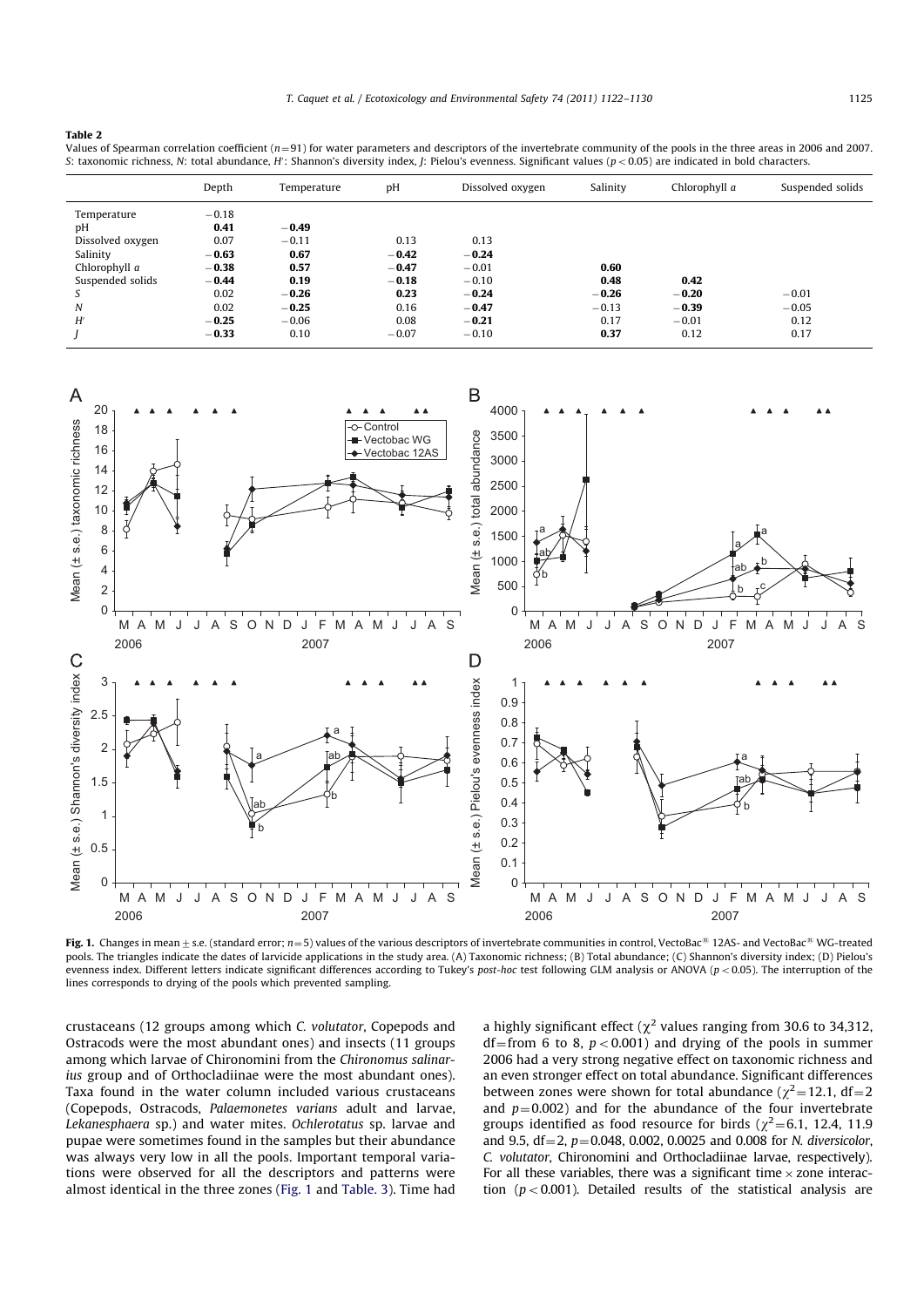**Table 2**

Values of Spearman correlation coefficient ($n=91$) for water parameters and descriptors of the invertebrate community of the pools in the three areas in 2006 and 2007. *S*: taxonomic richness, *N*: total abundance, *H′*: Shannon's diversity index, *J*: Pielou's evenness. Significant values ($p<0.05$) are indicated in bold characters.

| | Depth | Temperature | pH | Dissolved oxygen | Salinity | Chlorophyll *a* | Suspended solids |
|---|---|---|---|---|---|---|---|
| Temperature | −0.18 | | | | | | |
| pH | **0.41** | **−0.49** | | | | | |
| Dissolved oxygen | 0.07 | −0.11 | 0.13 | 0.13 | | | |
| Salinity | **−0.63** | **0.67** | **−0.42** | **−0.24** | | | |
| Chlorophyll *a* | **−0.38** | **0.57** | **−0.47** | −0.01 | **0.60** | | |
| Suspended solids | **−0.44** | 0.19 | −0.18 | −0.10 | **0.48** | **0.42** | |
| *S* | 0.02 | **−0.26** | **0.23** | **−0.24** | **−0.26** | **−0.20** | −0.01 |
| *N* | 0.02 | **−0.25** | 0.16 | **−0.47** | −0.13 | **−0.39** | −0.05 |
| *H′* | **−0.25** | −0.06 | 0.08 | **−0.21** | 0.17 | −0.01 | 0.12 |
| *J* | **−0.33** | 0.10 | −0.07 | −0.10 | **0.37** | 0.12 | 0.17 |

**Fig. 1.** Changes in mean ± s.e. (standard error; $n=5$) values of the various descriptors of invertebrate communities in control, VectoBac® 12AS- and VectoBac® WG-treated pools. The triangles indicate the dates of larvicide applications in the study area. (A) Taxonomic richness; (B) Total abundance; (C) Shannon's diversity index; (D) Pielou's evenness index. Different letters indicate significant differences according to Tukey's *post-hoc* test following GLM analysis or ANOVA ($p<0.05$). The interruption of the lines corresponds to drying of the pools which prevented sampling.

crustaceans (12 groups among which *C. volutator*, Copepods and Ostracods were the most abundant ones) and insects (11 groups among which larvae of Chironomini from the *Chironomus salinarius* group and of Orthocladiinae were the most abundant ones). Taxa found in the water column included various crustaceans (Copepods, Ostracods, *Palaemonetes varians* adult and larvae, *Lekanesphaera* sp.) and water mites. *Ochlerotatus* sp. larvae and pupae were sometimes found in the samples but their abundance was always very low in all the pools. Important temporal variations were observed for all the descriptors and patterns were almost identical in the three zones (Fig. 1 and Table. 3). Time had a highly significant effect ($\chi^2$ values ranging from 30.6 to 34,312, df = from 6 to 8, $p<0.001$) and drying of the pools in summer 2006 had a very strong negative effect on taxonomic richness and an even stronger effect on total abundance. Significant differences between zones were shown for total abundance ($\chi^2=12.1$, df = 2 and $p=0.002$) and for the abundance of the four invertebrate groups identified as food resource for birds ($\chi^2=6.1$, 12.4, 11.9 and 9.5, df = 2, $p=0.048$, 0.002, 0.0025 and 0.008 for *N. diversicolor*, *C. volutator*, Chironomini and Orthocladiinae larvae, respectively). For all these variables, there was a significant time × zone interaction ($p<0.001$). Detailed results of the statistical analysis are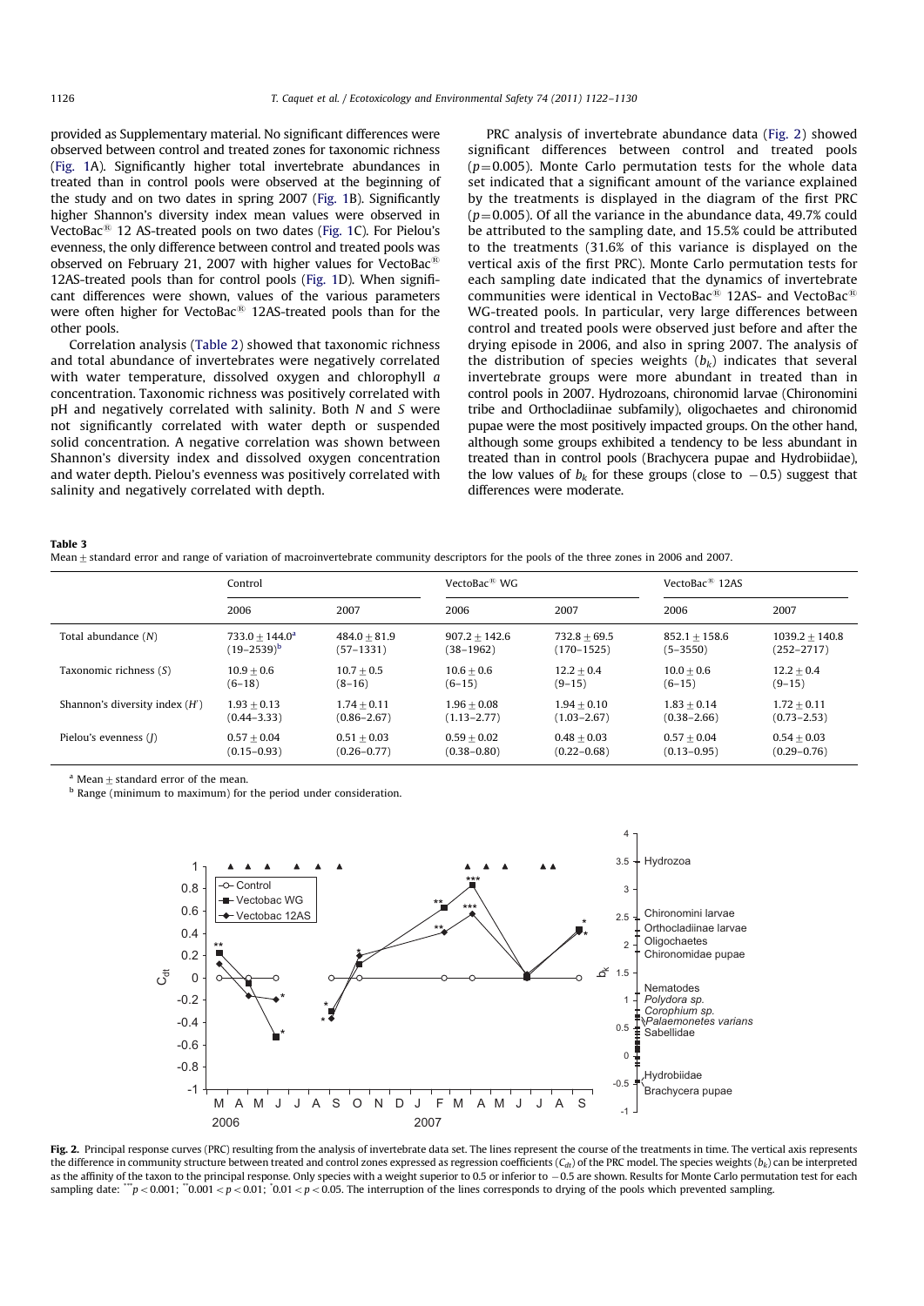provided as Supplementary material. No significant differences were observed between control and treated zones for taxonomic richness (Fig. 1A). Significantly higher total invertebrate abundances in treated than in control pools were observed at the beginning of the study and on two dates in spring 2007 (Fig. 1B). Significantly higher Shannon's diversity index mean values were observed in VectoBac® 12 AS-treated pools on two dates (Fig. 1C). For Pielou's evenness, the only difference between control and treated pools was observed on February 21, 2007 with higher values for VectoBac® 12AS-treated pools than for control pools (Fig. 1D). When significant differences were shown, values of the various parameters were often higher for VectoBac® 12AS-treated pools than for the other pools.

Correlation analysis (Table 2) showed that taxonomic richness and total abundance of invertebrates were negatively correlated with water temperature, dissolved oxygen and chlorophyll *a* concentration. Taxonomic richness was positively correlated with pH and negatively correlated with salinity. Both $N$ and $S$ were not significantly correlated with water depth or suspended solid concentration. A negative correlation was shown between Shannon's diversity index and dissolved oxygen concentration and water depth. Pielou's evenness was positively correlated with salinity and negatively correlated with depth.

PRC analysis of invertebrate abundance data (Fig. 2) showed significant differences between control and treated pools ($p=0.005$). Monte Carlo permutation tests for the whole data set indicated that a significant amount of the variance explained by the treatments is displayed in the diagram of the first PRC ($p=0.005$). Of all the variance in the abundance data, 49.7% could be attributed to the sampling date, and 15.5% could be attributed to the treatments (31.6% of this variance is displayed on the vertical axis of the first PRC). Monte Carlo permutation tests for each sampling date indicated that the dynamics of invertebrate communities were identical in VectoBac® 12AS- and VectoBac® WG-treated pools. In particular, very large differences between control and treated pools were observed just before and after the drying episode in 2006, and also in spring 2007. The analysis of the distribution of species weights ($b_k$) indicates that several invertebrate groups were more abundant in treated than in control pools in 2007. Hydrozoans, chironomid larvae (Chironomini tribe and Orthocladiinae subfamily), oligochaetes and chironomid pupae were the most positively impacted groups. On the other hand, although some groups exhibited a tendency to be less abundant in treated than in control pools (Brachycera pupae and Hydrobiidae), the low values of $b_k$ for these groups (close to $-0.5$) suggest that differences were moderate.

**Table 3**
Mean ± standard error and range of variation of macroinvertebrate community descriptors for the pools of the three zones in 2006 and 2007.

| | Control | | VectoBac® WG | | VectoBac® 12AS | |
|---|---|---|---|---|---|---|
| | 2006 | 2007 | 2006 | 2007 | 2006 | 2007 |
| Total abundance ($N$) | 733.0 ± 144.0[a] (19–2539)[b] | 484.0 ± 81.9 (57–1331) | 907.2 ± 142.6 (38–1962) | 732.8 ± 69.5 (170–1525) | 852.1 ± 158.6 (5–3550) | 1039.2 ± 140.8 (252–2717) |
| Taxonomic richness ($S$) | 10.9 ± 0.6 (6–18) | 10.7 ± 0.5 (8–16) | 10.6 ± 0.6 (6–15) | 12.2 ± 0.4 (9–15) | 10.0 ± 0.6 (6–15) | 12.2 ± 0.4 (9–15) |
| Shannon's diversity index ($H'$) | 1.93 ± 0.13 (0.44–3.33) | 1.74 ± 0.11 (0.86–2.67) | 1.96 ± 0.08 (1.13–2.77) | 1.94 ± 0.10 (1.03–2.67) | 1.83 ± 0.14 (0.38–2.66) | 1.72 ± 0.11 (0.73–2.53) |
| Pielou's evenness ($J$) | 0.57 ± 0.04 (0.15–0.93) | 0.51 ± 0.03 (0.26–0.77) | 0.59 ± 0.02 (0.38–0.80) | 0.48 ± 0.03 (0.22–0.68) | 0.57 ± 0.04 (0.13–0.95) | 0.54 ± 0.03 (0.29–0.76) |

[a] Mean ± standard error of the mean.
[b] Range (minimum to maximum) for the period under consideration.

**Fig. 2.** Principal response curves (PRC) resulting from the analysis of invertebrate data set. The lines represent the course of the treatments in time. The vertical axis represents the difference in community structure between treated and control zones expressed as regression coefficients ($C_{dt}$) of the PRC model. The species weights ($b_k$) can be interpreted as the affinity of the taxon to the principal response. Only species with a weight superior to 0.5 or inferior to −0.5 are shown. Results for Monte Carlo permutation test for each sampling date: ***$p<0.001$; **$0.001<p<0.01$; *$0.01<p<0.05$. The interruption of the lines corresponds to drying of the pools which prevented sampling.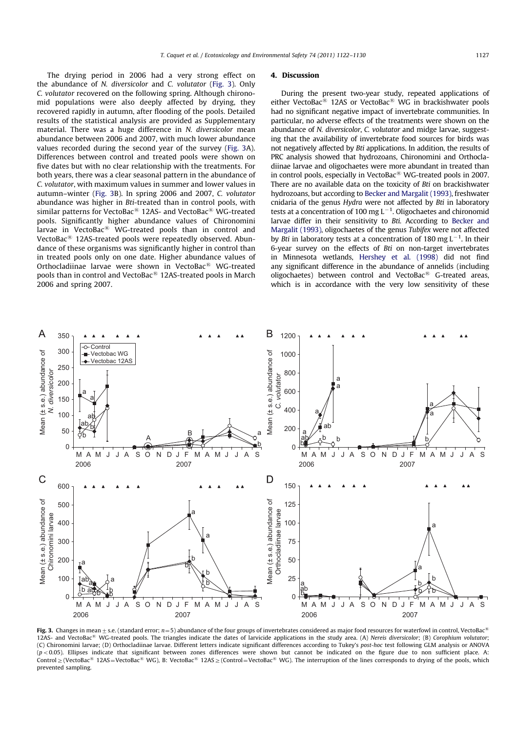The drying period in 2006 had a very strong effect on the abundance of *N. diversicolor* and *C. volutator* (Fig. 3). Only *C. volutator* recovered on the following spring. Although chironomid populations were also deeply affected by drying, they recovered rapidly in autumn, after flooding of the pools. Detailed results of the statistical analysis are provided as Supplementary material. There was a huge difference in *N. diversicolor* mean abundance between 2006 and 2007, with much lower abundance values recorded during the second year of the survey (Fig. 3A). Differences between control and treated pools were shown on five dates but with no clear relationship with the treatments. For both years, there was a clear seasonal pattern in the abundance of *C. volutator*, with maximum values in summer and lower values in autumn–winter (Fig. 3B). In spring 2006 and 2007, *C. volutator* abundance was higher in *Bti*-treated than in control pools, with similar patterns for VectoBac® 12AS- and VectoBac® WG-treated pools. Significantly higher abundance values of Chironomini larvae in VectoBac® WG-treated pools than in control and VectoBac® 12AS-treated pools were repeatedly observed. Abundance of these organisms was significantly higher in control than in treated pools only on one date. Higher abundance values of Orthocladiinae larvae were shown in VectoBac® WG-treated pools than in control and VectoBac® 12AS-treated pools in March 2006 and spring 2007.

## 4. Discussion

During the present two-year study, repeated applications of either VectoBac® 12AS or VectoBac® WG in brackishwater pools had no significant negative impact of invertebrate communities. In particular, no adverse effects of the treatments were shown on the abundance of *N. diversicolor*, *C. volutator* and midge larvae, suggesting that the availability of invertebrate food sources for birds was not negatively affected by *Bti* applications. In addition, the results of PRC analysis showed that hydrozoans, Chironomini and Orthocladiinae larvae and oligochaetes were more abundant in treated than in control pools, especially in VectoBac® WG-treated pools in 2007. There are no available data on the toxicity of *Bti* on brackishwater hydrozoans, but according to Becker and Margalit (1993), freshwater cnidaria of the genus *Hydra* were not affected by *Bti* in laboratory tests at a concentration of 100 mg $L^{-1}$. Oligochaetes and chironomid larvae differ in their sensitivity to *Bti*. According to Becker and Margalit (1993), oligochaetes of the genus *Tubifex* were not affected by *Bti* in laboratory tests at a concentration of 180 mg $L^{-1}$. In their 6-year survey on the effects of *Bti* on non-target invertebrates in Minnesota wetlands, Hershey et al. (1998) did not find any significant difference in the abundance of annelids (including oligochaetes) between control and VectoBac® G-treated areas, which is in accordance with the very low sensitivity of these

**Fig. 3.** Changes in mean ± s.e. (standard error; $n=5$) abundance of the four groups of invertebrates considered as major food resources for waterfowl in control, VectoBac® 12AS- and VectoBac® WG-treated pools. The triangles indicate the dates of larvicide applications in the study area. (A) *Nereis diversicolor*; (B) *Corophium volutator*; (C) Chironomini larvae; (D) Orthocladiinae larvae. Different letters indicate significant differences according to Tukey's *post-hoc* test following GLM analysis or ANOVA ($p<0.05$). Ellipses indicate that significant between zones differences were shown but cannot be indicated on the figure due to non sufficient place. A: Control ≥ (VectoBac® 12AS = VectoBac® WG), B: VectoBac® 12AS ≥ (Control = VectoBac® WG). The interruption of the lines corresponds to drying of the pools, which prevented sampling.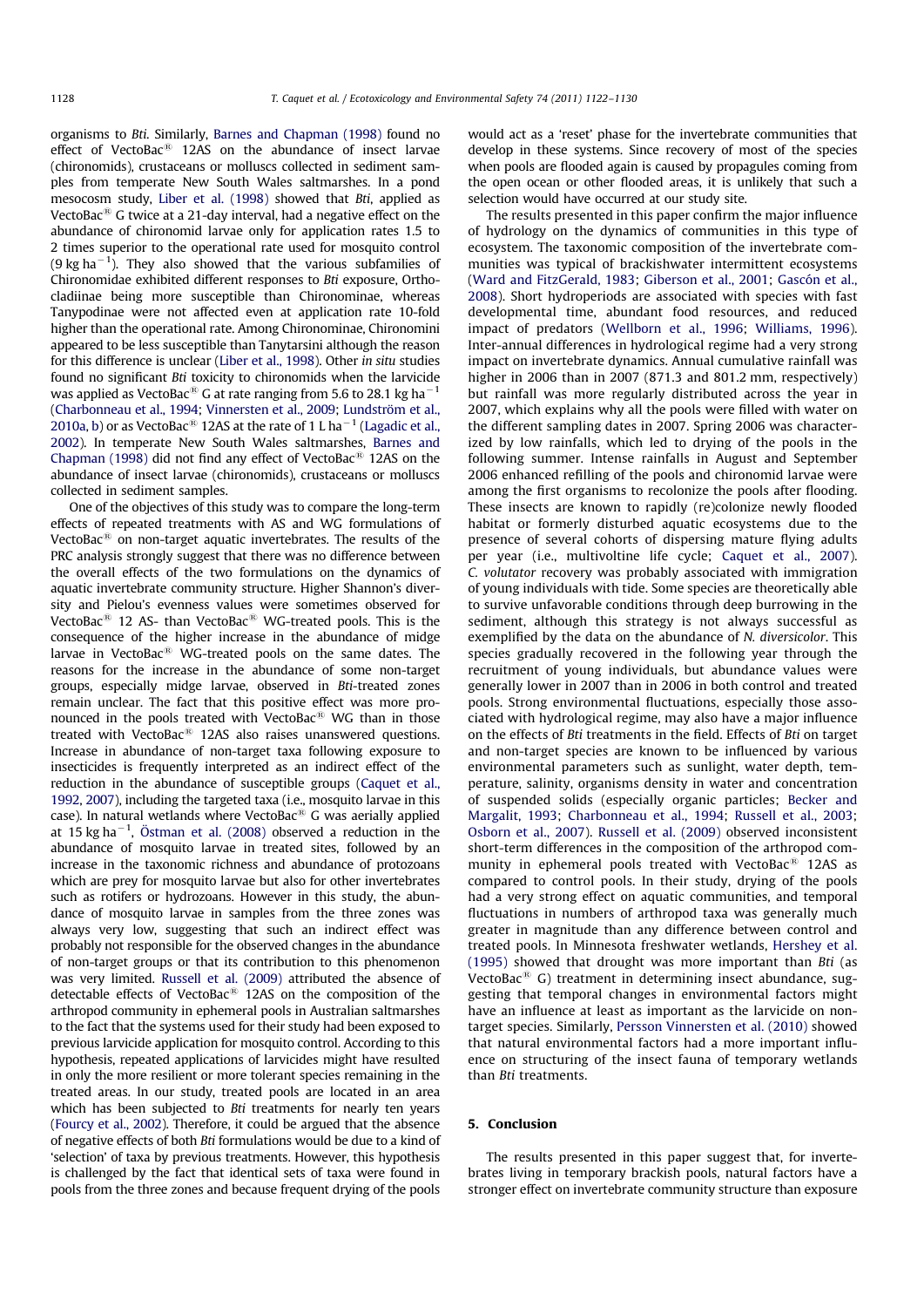organisms to *Bti*. Similarly, Barnes and Chapman (1998) found no effect of VectoBac® 12AS on the abundance of insect larvae (chironomids), crustaceans or molluscs collected in sediment samples from temperate New South Wales saltmarshes. In a pond mesocosm study, Liber et al. (1998) showed that *Bti*, applied as VectoBac® G twice at a 21-day interval, had a negative effect on the abundance of chironomid larvae only for application rates 1.5 to 2 times superior to the operational rate used for mosquito control (9 kg ha$^{-1}$). They also showed that the various subfamilies of Chironomidae exhibited different responses to *Bti* exposure, Orthocladiinae being more susceptible than Chironominae, whereas Tanypodinae were not affected even at application rate 10-fold higher than the operational rate. Among Chironominae, Chironomini appeared to be less susceptible than Tanytarsini although the reason for this difference is unclear (Liber et al., 1998). Other *in situ* studies found no significant *Bti* toxicity to chironomids when the larvicide was applied as VectoBac® G at rate ranging from 5.6 to 28.1 kg ha$^{-1}$ (Charbonneau et al., 1994; Vinnersten et al., 2009; Lundström et al., 2010a, b) or as VectoBac® 12AS at the rate of 1 L ha$^{-1}$ (Lagadic et al., 2002). In temperate New South Wales saltmarshes, Barnes and Chapman (1998) did not find any effect of VectoBac® 12AS on the abundance of insect larvae (chironomids), crustaceans or molluscs collected in sediment samples.

One of the objectives of this study was to compare the long-term effects of repeated treatments with AS and WG formulations of VectoBac® on non-target aquatic invertebrates. The results of the PRC analysis strongly suggest that there was no difference between the overall effects of the two formulations on the dynamics of aquatic invertebrate community structure. Higher Shannon's diversity and Pielou's evenness values were sometimes observed for VectoBac® 12 AS- than VectoBac® WG-treated pools. This is the consequence of the higher increase in the abundance of midge larvae in VectoBac® WG-treated pools on the same dates. The reasons for the increase in the abundance of some non-target groups, especially midge larvae, observed in *Bti*-treated zones remain unclear. The fact that this positive effect was more pronounced in the pools treated with VectoBac® WG than in those treated with VectoBac® 12AS also raises unanswered questions. Increase in abundance of non-target taxa following exposure to insecticides is frequently interpreted as an indirect effect of the reduction in the abundance of susceptible groups (Caquet et al., 1992, 2007), including the targeted taxa (i.e., mosquito larvae in this case). In natural wetlands where VectoBac® G was aerially applied at 15 kg ha$^{-1}$, Östman et al. (2008) observed a reduction in the abundance of mosquito larvae in treated sites, followed by an increase in the taxonomic richness and abundance of protozoans which are prey for mosquito larvae but also for other invertebrates such as rotifers or hydrozoans. However in this study, the abundance of mosquito larvae in samples from the three zones was always very low, suggesting that such an indirect effect was probably not responsible for the observed changes in the abundance of non-target groups or that its contribution to this phenomenon was very limited. Russell et al. (2009) attributed the absence of detectable effects of VectoBac® 12AS on the composition of the arthropod community in ephemeral pools in Australian saltmarshes to the fact that the systems used for their study had been exposed to previous larvicide application for mosquito control. According to this hypothesis, repeated applications of larvicides might have resulted in only the more resilient or more tolerant species remaining in the treated areas. In our study, treated pools are located in an area which has been subjected to *Bti* treatments for nearly ten years (Fourcy et al., 2002). Therefore, it could be argued that the absence of negative effects of both *Bti* formulations would be due to a kind of 'selection' of taxa by previous treatments. However, this hypothesis is challenged by the fact that identical sets of taxa were found in pools from the three zones and because frequent drying of the pools would act as a 'reset' phase for the invertebrate communities that develop in these systems. Since recovery of most of the species when pools are flooded again is caused by propagules coming from the open ocean or other flooded areas, it is unlikely that such a selection would have occurred at our study site.

The results presented in this paper confirm the major influence of hydrology on the dynamics of communities in this type of ecosystem. The taxonomic composition of the invertebrate communities was typical of brackishwater intermittent ecosystems (Ward and FitzGerald, 1983; Giberson et al., 2001; Gascón et al., 2008). Short hydroperiods are associated with species with fast developmental time, abundant food resources, and reduced impact of predators (Wellborn et al., 1996; Williams, 1996). Inter-annual differences in hydrological regime had a very strong impact on invertebrate dynamics. Annual cumulative rainfall was higher in 2006 than in 2007 (871.3 and 801.2 mm, respectively) but rainfall was more regularly distributed across the year in 2007, which explains why all the pools were filled with water on the different sampling dates in 2007. Spring 2006 was characterized by low rainfalls, which led to drying of the pools in the following summer. Intense rainfalls in August and September 2006 enhanced refilling of the pools and chironomid larvae were among the first organisms to recolonize the pools after flooding. These insects are known to rapidly (re)colonize newly flooded habitat or formerly disturbed aquatic ecosystems due to the presence of several cohorts of dispersing mature flying adults per year (i.e., multivoltine life cycle; Caquet et al., 2007). *C. volutator* recovery was probably associated with immigration of young individuals with tide. Some species are theoretically able to survive unfavorable conditions through deep burrowing in the sediment, although this strategy is not always successful as exemplified by the data on the abundance of *N. diversicolor*. This species gradually recovered in the following year through the recruitment of young individuals, but abundance values were generally lower in 2007 than in 2006 in both control and treated pools. Strong environmental fluctuations, especially those associated with hydrological regime, may also have a major influence on the effects of *Bti* treatments in the field. Effects of *Bti* on target and non-target species are known to be influenced by various environmental parameters such as sunlight, water depth, temperature, salinity, organisms density in water and concentration of suspended solids (especially organic particles; Becker and Margalit, 1993; Charbonneau et al., 1994; Russell et al., 2003; Osborn et al., 2007). Russell et al. (2009) observed inconsistent short-term differences in the composition of the arthropod community in ephemeral pools treated with VectoBac® 12AS as compared to control pools. In their study, drying of the pools had a very strong effect on aquatic communities, and temporal fluctuations in numbers of arthropod taxa was generally much greater in magnitude than any difference between control and treated pools. In Minnesota freshwater wetlands, Hershey et al. (1995) showed that drought was more important than *Bti* (as VectoBac® G) treatment in determining insect abundance, suggesting that temporal changes in environmental factors might have an influence at least as important as the larvicide on non-target species. Similarly, Persson Vinnersten et al. (2010) showed that natural environmental factors had a more important influence on structuring of the insect fauna of temporary wetlands than *Bti* treatments.

## 5. Conclusion

The results presented in this paper suggest that, for invertebrates living in temporary brackish pools, natural factors have a stronger effect on invertebrate community structure than exposure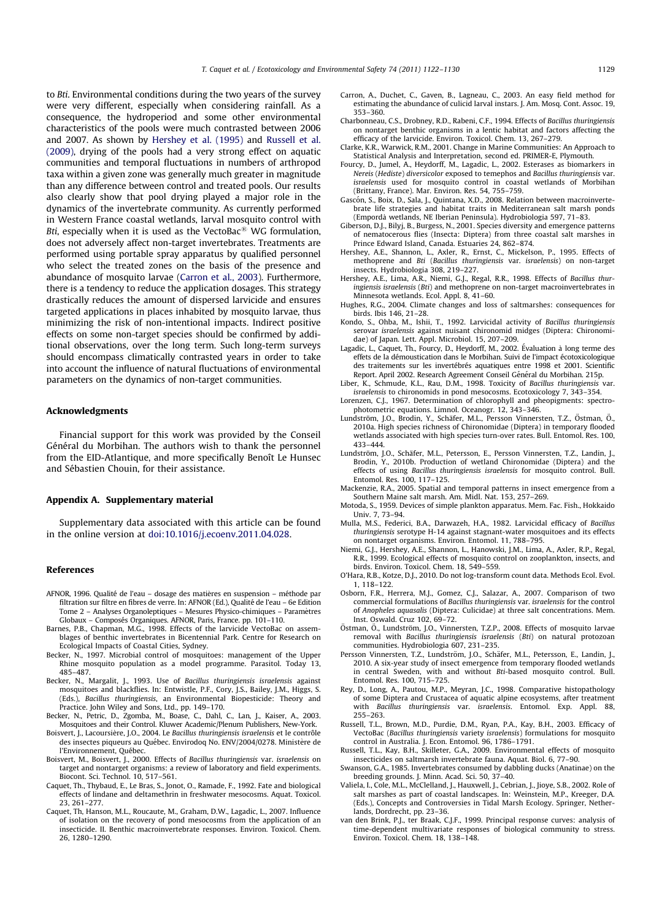to *Bti*. Environmental conditions during the two years of the survey were very different, especially when considering rainfall. As a consequence, the hydroperiod and some other environmental characteristics of the pools were much contrasted between 2006 and 2007. As shown by Hershey et al. (1995) and Russell et al. (2009), drying of the pools had a very strong effect on aquatic communities and temporal fluctuations in numbers of arthropod taxa within a given zone was generally much greater in magnitude than any difference between control and treated pools. Our results also clearly show that pool drying played a major role in the dynamics of the invertebrate community. As currently performed in Western France coastal wetlands, larval mosquito control with *Bti*, especially when it is used as the VectoBac® WG formulation, does not adversely affect non-target invertebrates. Treatments are performed using portable spray apparatus by qualified personnel who select the treated zones on the basis of the presence and abundance of mosquito larvae (Carron et al., 2003). Furthermore, there is a tendency to reduce the application dosages. This strategy drastically reduces the amount of dispersed larvicide and ensures targeted applications in places inhabited by mosquito larvae, thus minimizing the risk of non-intentional impacts. Indirect positive effects on some non-target species should be confirmed by additional observations, over the long term. Such long-term surveys should encompass climatically contrasted years in order to take into account the influence of natural fluctuations of environmental parameters on the dynamics of non-target communities.

## Acknowledgments

Financial support for this work was provided by the Conseil Général du Morbihan. The authors wish to thank the personnel from the EID-Atlantique, and more specifically Benoît Le Hunsec and Sébastien Chouin, for their assistance.

## Appendix A. Supplementary material

Supplementary data associated with this article can be found in the online version at doi:10.1016/j.ecoenv.2011.04.028.

## References

- AFNOR, 1996. Qualité de l'eau – dosage des matières en suspension – méthode par filtration sur filtre en fibres de verre. In: AFNOR (Ed.), Qualité de l'eau – 6e Edition Tome 2 – Analyses Organoleptiques – Mesures Physico-chimiques – Paramètres Globaux – Composés Organiques. AFNOR, Paris, France. pp. 101–110.
- Barnes, P.B., Chapman, M.G., 1998. Effects of the larvicide VectoBac on assemblages of benthic invertebrates in Bicentennial Park. Centre for Research on Ecological Impacts of Coastal Cities, Sydney.
- Becker, N., 1997. Microbial control of mosquitoes: management of the Upper Rhine mosquito population as a model programme. Parasitol. Today 13, 485–487.
- Becker, N., Margalit, J., 1993. Use of *Bacillus thuringiensis israelensis* against mosquitoes and blackflies. In: Entwistle, P.F., Cory, J.S., Bailey, J.M., Higgs, S. (Eds.), *Bacillus thuringiensis*, an Environmental Biopesticide: Theory and Practice. John Wiley and Sons, Ltd., pp. 149–170.
- Becker, N., Petric, D., Zgomba, M., Boase, C., Dahl, C., Lan, J., Kaiser, A., 2003. Mosquitoes and their Control. Kluwer Academic/Plenum Publishers, New-York.
- Boisvert, J., Lacoursière, J.O., 2004. Le *Bacillus thuringiensis israelensis* et le contrôle des insectes piqueurs au Québec. Envirodoq No. ENV/2004/0278. Ministère de l'Environnement, Québec.
- Boisvert, M., Boisvert, J., 2000. Effects of *Bacillus thuringiensis* var. *israelensis* on target and nontarget organisms: a review of laboratory and field experiments. Biocont. Sci. Technol. 10, 517–561.
- Caquet, Th., Thybaud, E., Le Bras, S., Jonot, O., Ramade, F., 1992. Fate and biological effects of lindane and deltamethrin in freshwater mesocosms. Aquat. Toxicol. 23, 261–277.
- Caquet, Th, Hanson, M.L., Roucaute, M., Graham, D.W., Lagadic, L., 2007. Influence of isolation on the recovery of pond mesocosms from the application of an insecticide. II. Benthic macroinvertebrate responses. Environ. Toxicol. Chem. 26, 1280–1290.
- Carron, A., Duchet, C., Gaven, B., Lagneau, C., 2003. An easy field method for estimating the abundance of culicid larval instars. J. Am. Mosq. Cont. Assoc. 19, 353–360.
- Charbonneau, C.S., Drobney, R.D., Rabeni, C.F., 1994. Effects of *Bacillus thuringiensis* on nontarget benthic organisms in a lentic habitat and factors affecting the efficacy of the larvicide. Environ. Toxicol. Chem. 13, 267–279.
- Clarke, K.R., Warwick, R.M., 2001. Change in Marine Communities: An Approach to Statistical Analysis and Interpretation, second ed. PRIMER-E, Plymouth.
- Foucry, D., Jumel, A., Heydorff, M., Lagadic, L., 2002. Esterases as biomarkers in *Nereis* (*Hediste*) *diversicolor* exposed to temephos and *Bacillus thuringiensis* var. *israelensis* used for mosquito control in coastal wetlands of Morbihan (Brittany, France). Mar. Environ. Res. 54, 755–759.
- Gascón, S., Boix, D., Sala, J., Quintana, X.D., 2008. Relation between macroinvertebrate life strategies and habitat traits in Mediterranean salt marsh ponds (Empordà wetlands, NE Iberian Peninsula). Hydrobiologia 597, 71–83.
- Giberson, D.J., Bilyj, B., Burgess, N., 2001. Species diversity and emergence patterns of nematocerous flies (Insecta: Diptera) from three coastal salt marshes in Prince Edward Island, Canada. Estuaries 24, 862–874.
- Hershey, A.E., Shannon, L., Axler, R., Ernst, C., Mickelson, P., 1995. Effects of methoprene and *Bti* (*Bacillus thuringiensis* var. *israelensis*) on non-target insects. Hydrobiologia 308, 219–227.
- Hershey, A.E., Lima, A.R., Niemi, G.J., Regal, R.R., 1998. Effects of *Bacillus thuringiensis israelensis* (*Bti*) and methoprene on non-target macroinvertebrates in Minnesota wetlands. Ecol. Appl. 8, 41–60.
- Hughes, R.G., 2004. Climate changes and loss of saltmarshes: consequences for birds. Ibis 146, 21–28.
- Kondo, S., Ohba, M., Ishii, T., 1992. Larvicidal activity of *Bacillus thuringiensis* serovar *israelensis* against nuisant chironomid midges (Diptera: Chironomidae) of Japan. Lett. Appl. Microbiol. 15, 207–209.
- Lagadic, L., Caquet, Th., Foucry, D., Heydorff, M., 2002. Évaluation à long terme des effets de la démoustication dans le Morbihan. Suivi de l'impact écotoxicologique des traitements sur les invertébrés aquatiques entre 1998 et 2001. Scientific Report. April 2002. Research Agreement Conseil Général du Morbihan. 215p.
- Liber, K., Schmude, K.L., Rau, D.M., 1998. Toxicity of *Bacillus thuringiensis* var. *israelensis* to chironomids in pond mesocosms. Ecotoxicology 7, 343–354.
- Lorenzen, C.J., 1967. Determination of chlorophyll and pheopigments: spectrophotometric equations. Limnol. Oceanogr. 12, 343–346.
- Lundström, J.O., Brodin, Y., Schäfer, M.L., Persson Vinnersten, T.Z., Östman, Ö., 2010a. High species richness of Chironomidae (Diptera) in temporary flooded wetlands associated with high species turn-over rates. Bull. Entomol. Res. 100, 433–444.
- Lundström, J.O., Schäfer, M.L., Petersson, E., Persson Vinnersten, T.Z., Landin, J., Brodin, Y., 2010b. Production of wetland Chironomidae (Diptera) and the effects of using *Bacillus thuringiensis israelensis* for mosquito control. Bull. Entomol. Res. 100, 117–125.
- Mackenzie, R.A., 2005. Spatial and temporal patterns in insect emergence from a Southern Maine salt marsh. Am. Midl. Nat. 153, 257–269.
- Motoda, S., 1959. Devices of simple plankton apparatus. Mem. Fac. Fish., Hokkaido Univ. 7, 73–94.
- Mulla, M.S., Federici, B.A., Darwazeh, H.A., 1982. Larvicidal efficacy of *Bacillus thuringiensis* serotype H-14 against stagnant-water mosquitoes and its effects on nontarget organisms. Environ. Entomol. 11, 788–795.
- Niemi, G.J., Hershey, A.E., Shannon, L., Hanowski, J.M., Lima, A., Axler, R.P., Regal, R.R., 1999. Ecological effects of mosquito control on zooplankton, insects, and birds. Environ. Toxicol. Chem. 18, 549–559.
- O'Hara, R.B., Kotze, D.J., 2010. Do not log-transform count data. Methods Ecol. Evol. 1, 118–122.
- Osborn, F.R., Herrera, M.J., Gomez, C.J., Salazar, A., 2007. Comparison of two commercial formulations of *Bacillus thuringiensis* var. *israelensis* for the control of *Anopheles aquasalis* (Diptera: Culicidae) at three salt concentrations. Mem. Inst. Oswald. Cruz 102, 69–72.
- Östman, Ö., Lundström, J.O., Vinnersten, T.Z.P., 2008. Effects of mosquito larvae removal with *Bacillus thuringiensis israelensis* (*Bti*) on natural protozoan communities. Hydrobiologia 607, 231–235.
- Persson Vinnersten, T.Z., Lundström, J.O., Schäfer, M.L., Petersson, E., Landin, J., 2010. A six-year study of insect emergence from temporary flooded wetlands in central Sweden, with and without *Bti*-based mosquito control. Bull. Entomol. Res. 100, 715–725.
- Rey, D., Long, A., Pautou, M.P., Meyran, J.C., 1998. Comparative histopathology of some Diptera and Crustacea of aquatic alpine ecosystems, after treatment with *Bacillus thuringiensis* var. *israelensis*. Entomol. Exp. Appl. 88, 255–263.
- Russell, T.L., Brown, M.D., Purdie, D.M., Ryan, P.A., Kay, B.H., 2003. Efficacy of VectoBac (*Bacillus thuringiensis* variety *israelensis*) formulations for mosquito control in Australia. J. Econ. Entomol. 96, 1786–1791.
- Russell, T.L., Kay, B.H., Skilleter, G.A., 2009. Environmental effects of mosquito insecticides on saltmarsh invertebrate fauna. Aquat. Biol. 6, 77–90.
- Swanson, G.A., 1985. Invertebrates consumed by dabbling ducks (Anatinae) on the breeding grounds. J. Minn. Acad. Sci. 50, 37–40.
- Valiela, I., Cole, M.L., McClelland, J., Hauxwell, J., Cebrian, J., Jioye, S.B., 2002. Role of salt marshes as part of coastal landscapes. In: Weinstein, M.P., Kreeger, D.A. (Eds.), Concepts and Controversies in Tidal Marsh Ecology. Springer, Netherlands, Dordrecht, pp. 23–36.
- van den Brink, P.J., ter Braak, C.J.F., 1999. Principal response curves: analysis of time-dependent multivariate responses of biological community to stress. Environ. Toxicol. Chem. 18, 138–148.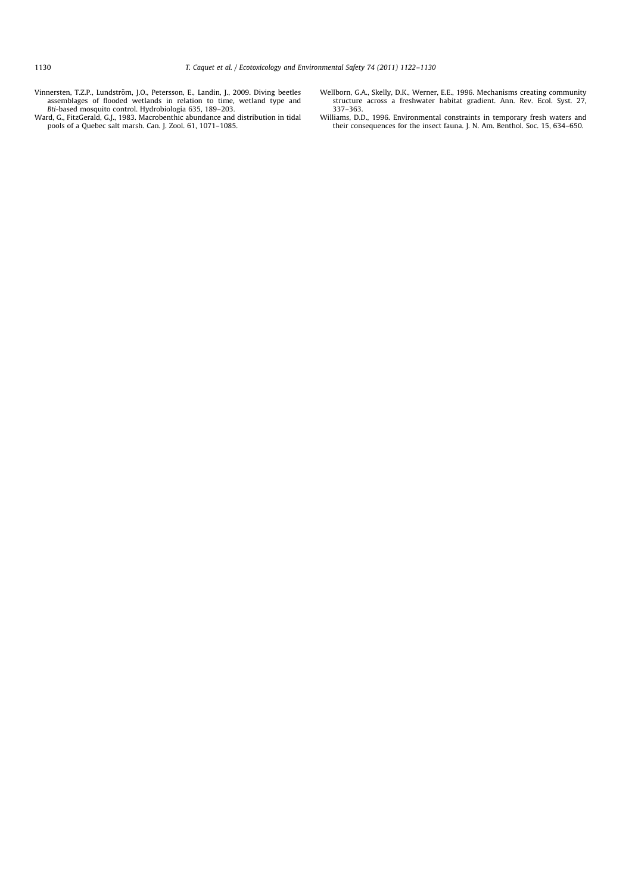Vinnersten, T.Z.P., Lundström, J.O., Petersson, E., Landin, J., 2009. Diving beetles assemblages of flooded wetlands in relation to time, wetland type and *Bti*-based mosquito control. Hydrobiologia 635, 189–203.

Ward, G., FitzGerald, G.J., 1983. Macrobenthic abundance and distribution in tidal pools of a Quebec salt marsh. Can. J. Zool. 61, 1071–1085.

Wellborn, G.A., Skelly, D.K., Werner, E.E., 1996. Mechanisms creating community structure across a freshwater habitat gradient. Ann. Rev. Ecol. Syst. 27, 337–363.

Williams, D.D., 1996. Environmental constraints in temporary fresh waters and their consequences for the insect fauna. J. N. Am. Benthol. Soc. 15, 634–650.